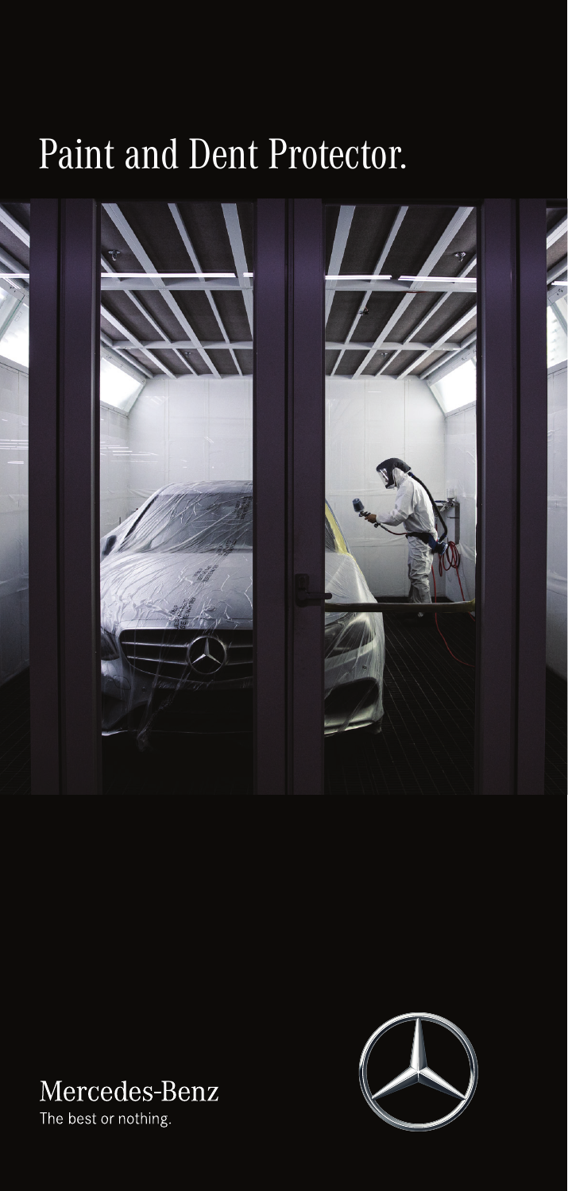# Paint and Dent Protector.

Mercedes-Benz

The best or nothing.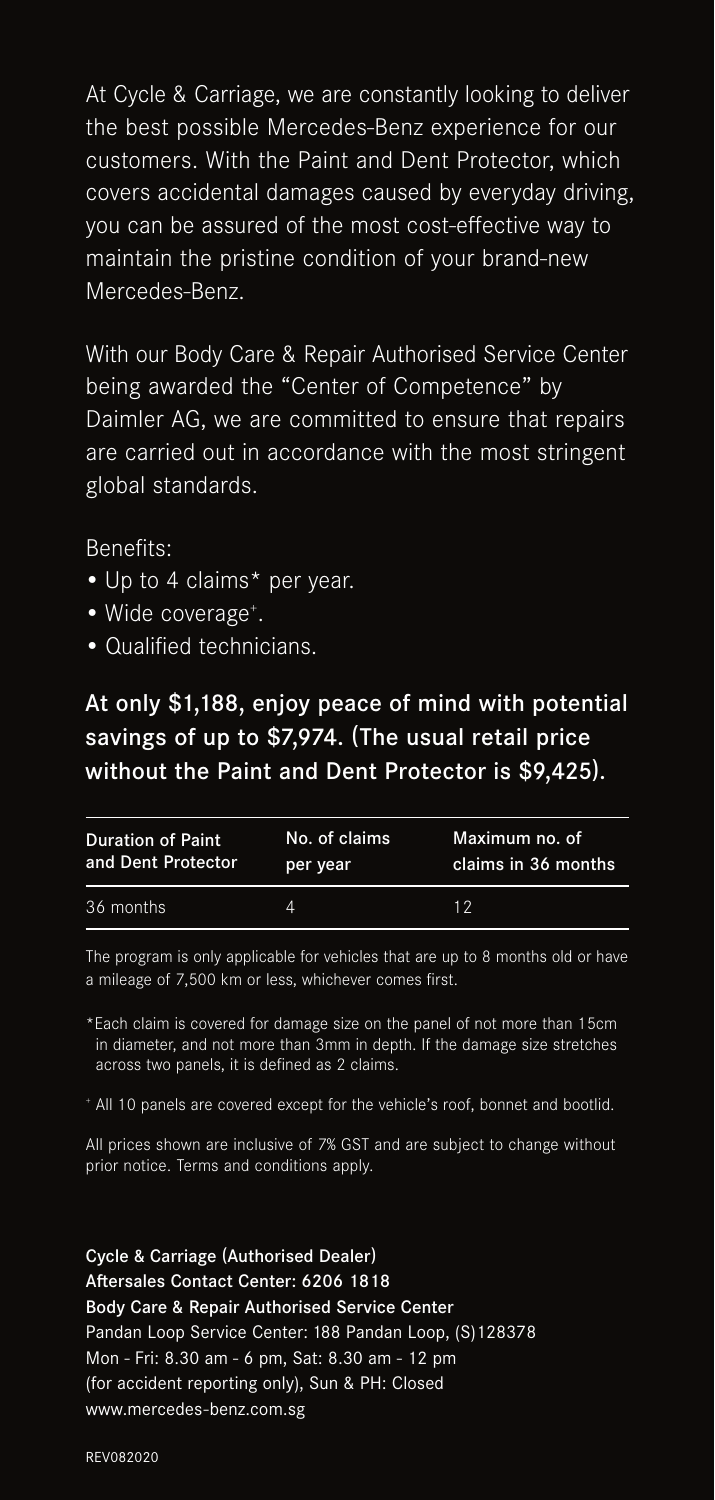At Cycle & Carriage, we are constantly looking to deliver the best possible Mercedes-Benz experience for our customers. With the Paint and Dent Protector, which covers accidental damages caused by everyday driving, you can be assured of the most cost-effective way to maintain the pristine condition of your brand-new Mercedes-Benz.

With our Body Care & Repair Authorised Service Center being awarded the "Center of Competence" by Daimler AG, we are committed to ensure that repairs are carried out in accordance with the most stringent global standards.

Benefits:

- Up to 4 claims* per year.
- Wide coverage⁺.
- Qualified technicians.

**At only $1,188, enjoy peace of mind with potential savings of up to $7,974. (The usual retail price without the Paint and Dent Protector is $9,425).**

| Duration of Paint and Dent Protector | No. of claims per year | Maximum no. of claims in 36 months |
|---|---|---|
| 36 months | 4 | 12 |

The program is only applicable for vehicles that are up to 8 months old or have a mileage of 7,500 km or less, whichever comes first.

*Each claim is covered for damage size on the panel of not more than 15cm in diameter, and not more than 3mm in depth. If the damage size stretches across two panels, it is defined as 2 claims.

⁺ All 10 panels are covered except for the vehicle's roof, bonnet and bootlid.

All prices shown are inclusive of 7% GST and are subject to change without prior notice. Terms and conditions apply.

**Cycle & Carriage (Authorised Dealer)**
**Aftersales Contact Center: 6206 1818**
**Body Care & Repair Authorised Service Center**
Pandan Loop Service Center: 188 Pandan Loop, (S)128378
Mon - Fri: 8.30 am - 6 pm, Sat: 8.30 am - 12 pm
(for accident reporting only), Sun & PH: Closed
www.mercedes-benz.com.sg

REV082020